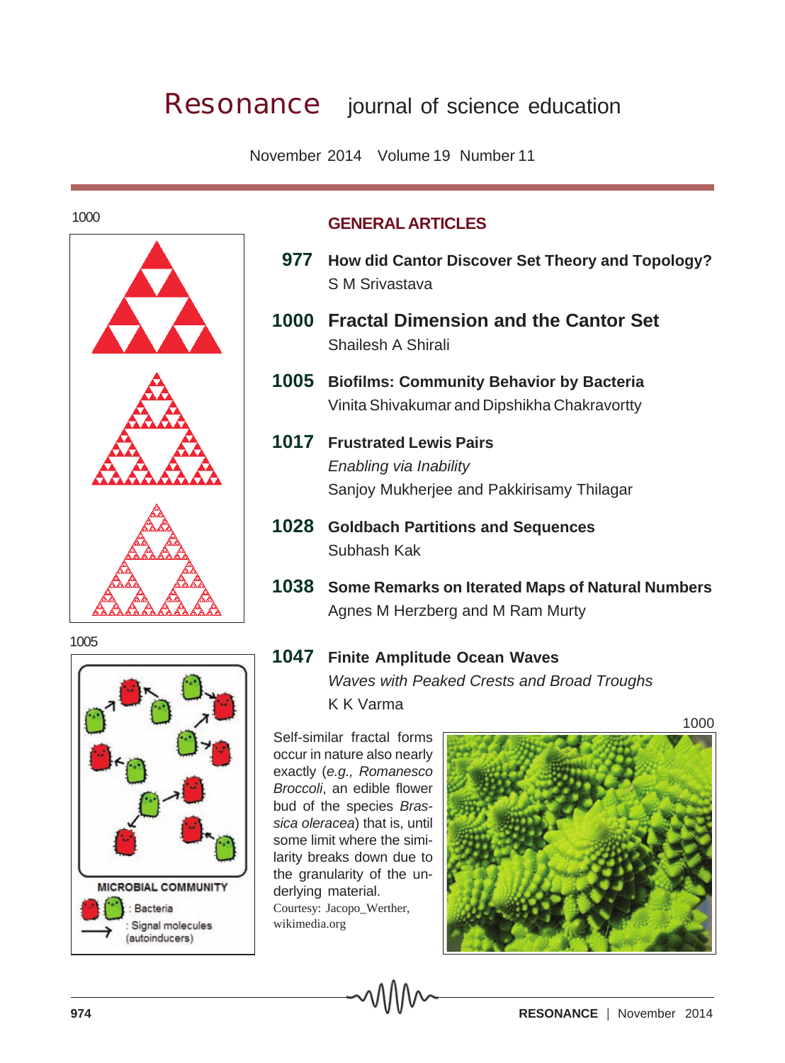# Resonance journal of science education

November 2014 Volume 19 Number 11

## GENERAL ARTICLES

**977** **How did Cantor Discover Set Theory and Topology?**
S M Srivastava

**1000** **Fractal Dimension and the Cantor Set**
Shailesh A Shirali

**1005** **Biofilms: Community Behavior by Bacteria**
Vinita Shivakumar and Dipshikha Chakravortty

**1017** **Frustrated Lewis Pairs**
*Enabling via Inability*
Sanjoy Mukherjee and Pakkirisamy Thilagar

**1028** **Goldbach Partitions and Sequences**
Subhash Kak

**1038** **Some Remarks on Iterated Maps of Natural Numbers**
Agnes M Herzberg and M Ram Murty

**1047** **Finite Amplitude Ocean Waves**
*Waves with Peaked Crests and Broad Troughs*
K K Varma

1000

1005

MICROBIAL COMMUNITY
: Bacteria
: Signal molecules (autoinducers)

1000

Self-similar fractal forms occur in nature also nearly exactly (*e.g., Romanesco Broccoli*, an edible flower bud of the species *Brassica oleracea*) that is, until some limit where the similarity breaks down due to the granularity of the underlying material.
Courtesy: Jacopo_Werther, wikimedia.org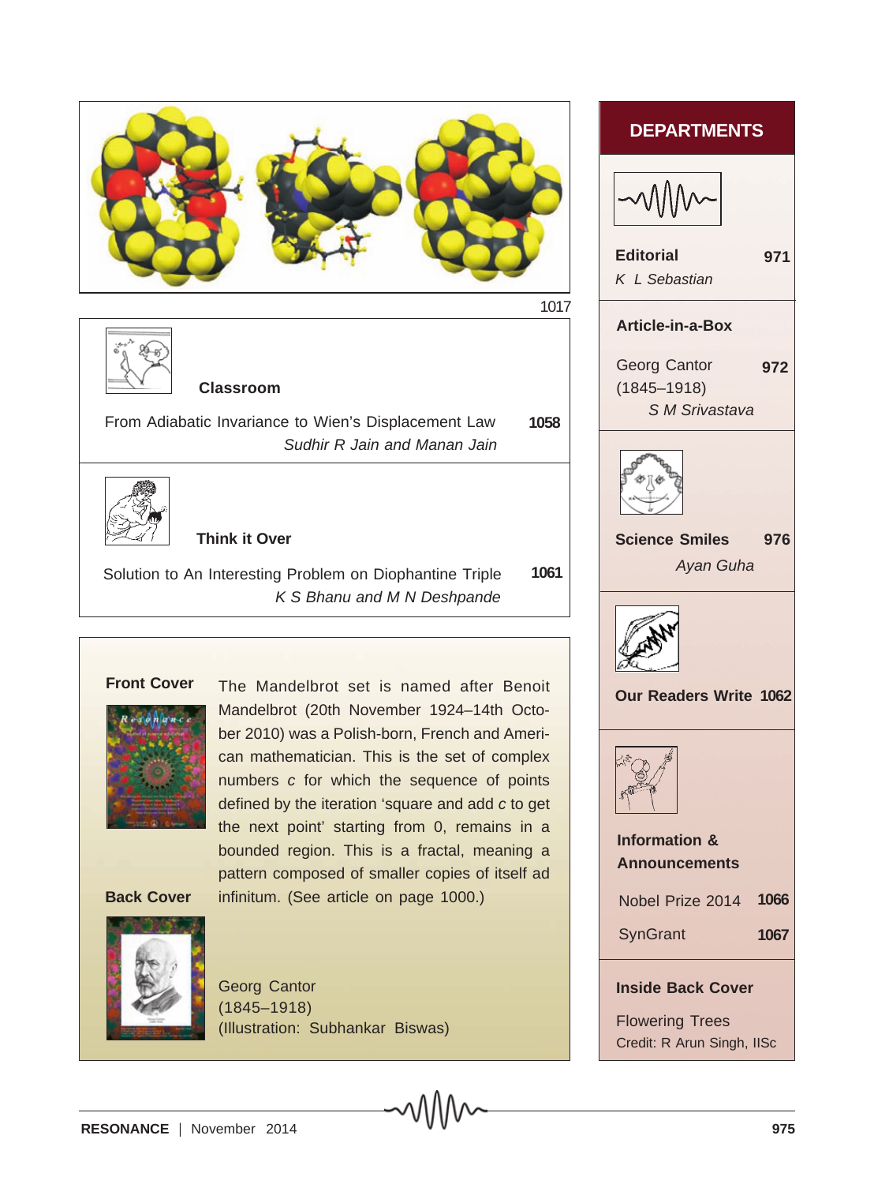1017

### Classroom

From Adiabatic Invariance to Wien's Displacement Law **1058**
*Sudhir R Jain and Manan Jain*

### Think it Over

Solution to An Interesting Problem on Diophantine Triple **1061**
*K S Bhanu and M N Deshpande*

**Front Cover**

The Mandelbrot set is named after Benoit Mandelbrot (20th November 1924–14th October 2010) was a Polish-born, French and American mathematician. This is the set of complex numbers *c* for which the sequence of points defined by the iteration 'square and add *c* to get the next point' starting from 0, remains in a bounded region. This is a fractal, meaning a pattern composed of smaller copies of itself ad infinitum. (See article on page 1000.)

**Back Cover**

Georg Cantor (1845–1918)
(Illustration: Subhankar Biswas)

## DEPARTMENTS

**Editorial** **971**
*K L Sebastian*

**Article-in-a-Box**

Georg Cantor (1845–1918) **972**
*S M Srivastava*

**Science Smiles** **976**
*Ayan Guha*

**Our Readers Write** **1062**

**Information & Announcements**

Nobel Prize 2014 **1066**

SynGrant **1067**

**Inside Back Cover**

Flowering Trees
Credit: R Arun Singh, IISc